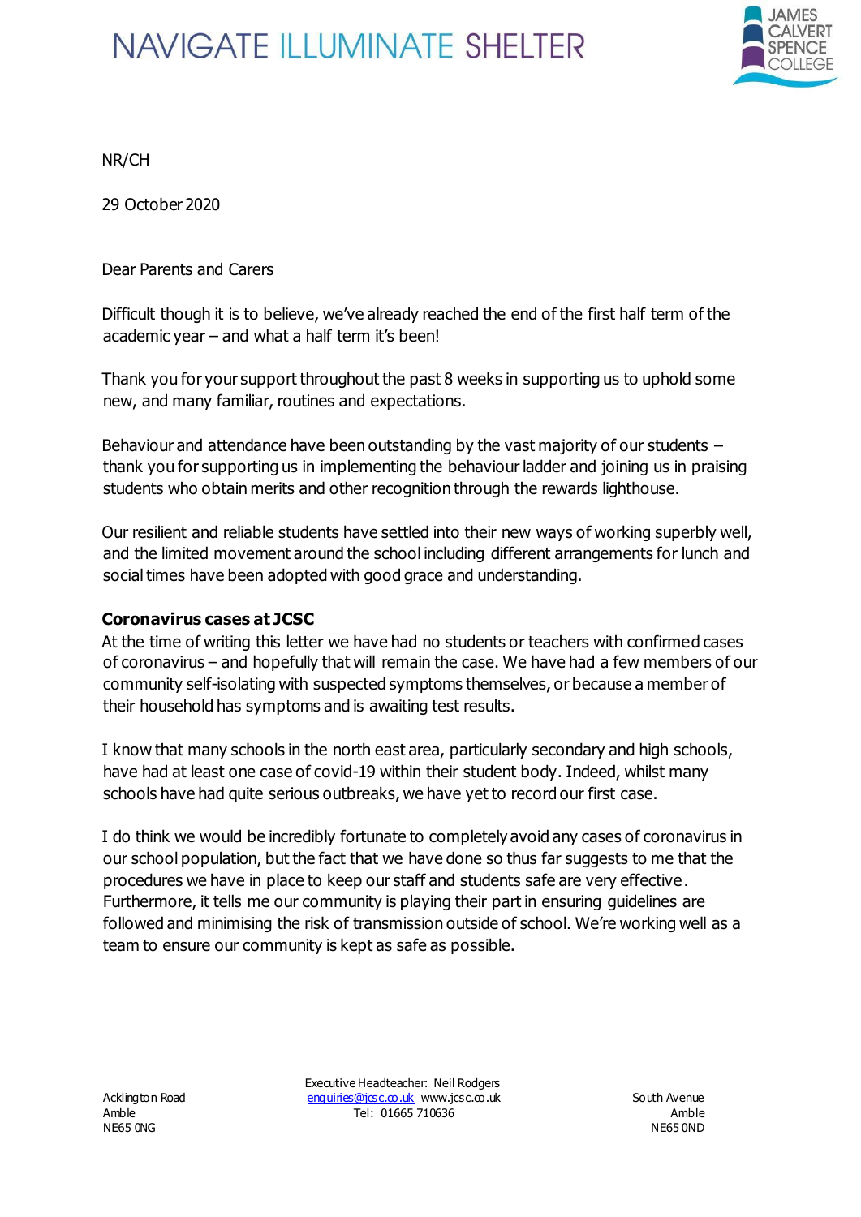# NAVIGATE ILLUMINATE SHELTER

JAMES CALVERT SPENCE COLLEGE

NR/CH

29 October 2020

Dear Parents and Carers

Difficult though it is to believe, we've already reached the end of the first half term of the academic year – and what a half term it's been!

Thank you for your support throughout the past 8 weeks in supporting us to uphold some new, and many familiar, routines and expectations.

Behaviour and attendance have been outstanding by the vast majority of our students – thank you for supporting us in implementing the behaviour ladder and joining us in praising students who obtain merits and other recognition through the rewards lighthouse.

Our resilient and reliable students have settled into their new ways of working superbly well, and the limited movement around the school including different arrangements for lunch and social times have been adopted with good grace and understanding.

**Coronavirus cases at JCSC**

At the time of writing this letter we have had no students or teachers with confirmed cases of coronavirus – and hopefully that will remain the case. We have had a few members of our community self-isolating with suspected symptoms themselves, or because a member of their household has symptoms and is awaiting test results.

I know that many schools in the north east area, particularly secondary and high schools, have had at least one case of covid-19 within their student body. Indeed, whilst many schools have had quite serious outbreaks, we have yet to record our first case.

I do think we would be incredibly fortunate to completely avoid any cases of coronavirus in our school population, but the fact that we have done so thus far suggests to me that the procedures we have in place to keep our staff and students safe are very effective. Furthermore, it tells me our community is playing their part in ensuring guidelines are followed and minimising the risk of transmission outside of school. We're working well as a team to ensure our community is kept as safe as possible.

Acklington Road
Amble
NE65 0NG

Executive Headteacher: Neil Rodgers
enquiries@jcsc.co.uk www.jcsc.co.uk
Tel: 01665 710636

South Avenue
Amble
NE65 0ND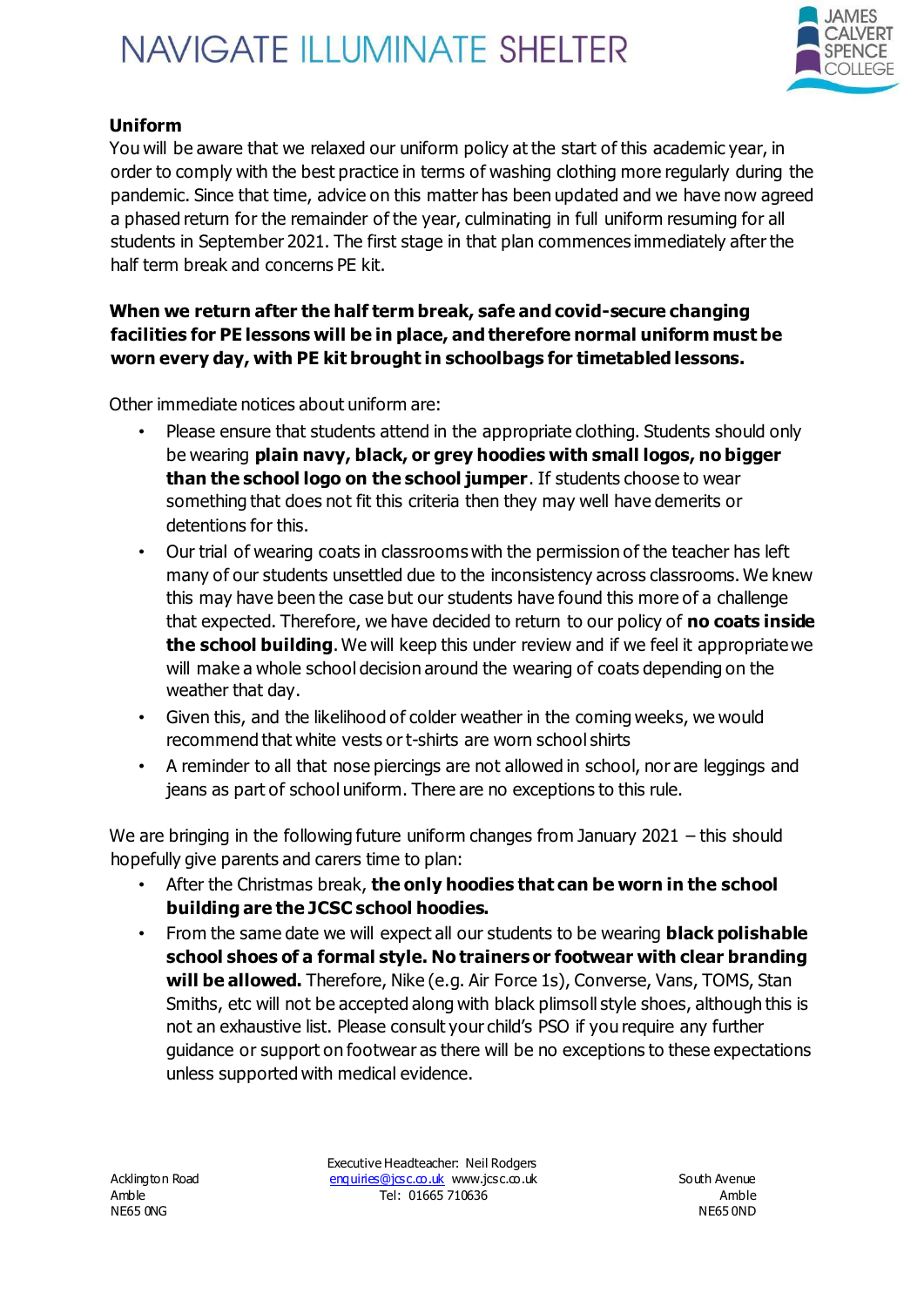**Uniform**

You will be aware that we relaxed our uniform policy at the start of this academic year, in order to comply with the best practice in terms of washing clothing more regularly during the pandemic. Since that time, advice on this matter has been updated and we have now agreed a phased return for the remainder of the year, culminating in full uniform resuming for all students in September 2021. The first stage in that plan commences immediately after the half term break and concerns PE kit.

**When we return after the half term break, safe and covid-secure changing facilities for PE lessons will be in place, and therefore normal uniform must be worn every day, with PE kit brought in schoolbags for timetabled lessons.**

Other immediate notices about uniform are:

- Please ensure that students attend in the appropriate clothing. Students should only be wearing **plain navy, black, or grey hoodies with small logos, no bigger than the school logo on the school jumper**. If students choose to wear something that does not fit this criteria then they may well have demerits or detentions for this.
- Our trial of wearing coats in classrooms with the permission of the teacher has left many of our students unsettled due to the inconsistency across classrooms. We knew this may have been the case but our students have found this more of a challenge that expected. Therefore, we have decided to return to our policy of **no coats inside the school building**. We will keep this under review and if we feel it appropriate we will make a whole school decision around the wearing of coats depending on the weather that day.
- Given this, and the likelihood of colder weather in the coming weeks, we would recommend that white vests or t-shirts are worn school shirts
- A reminder to all that nose piercings are not allowed in school, nor are leggings and jeans as part of school uniform. There are no exceptions to this rule.

We are bringing in the following future uniform changes from January 2021 – this should hopefully give parents and carers time to plan:

- After the Christmas break, **the only hoodies that can be worn in the school building are the JCSC school hoodies.**
- From the same date we will expect all our students to be wearing **black polishable school shoes of a formal style. No trainers or footwear with clear branding will be allowed.** Therefore, Nike (e.g. Air Force 1s), Converse, Vans, TOMS, Stan Smiths, etc will not be accepted along with black plimsoll style shoes, although this is not an exhaustive list. Please consult your child's PSO if you require any further guidance or support on footwear as there will be no exceptions to these expectations unless supported with medical evidence.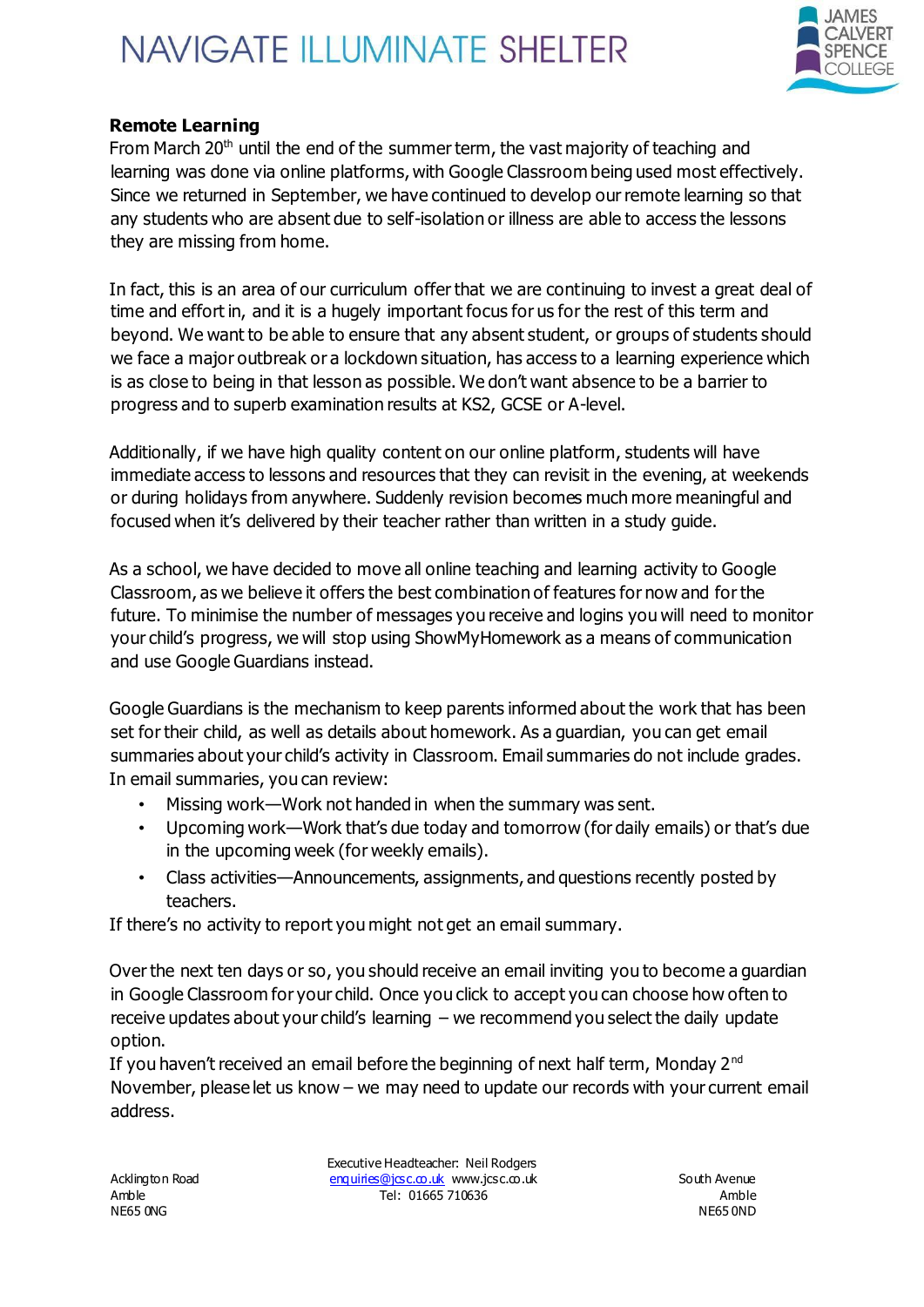## Remote Learning

From March 20th until the end of the summer term, the vast majority of teaching and learning was done via online platforms, with Google Classroom being used most effectively. Since we returned in September, we have continued to develop our remote learning so that any students who are absent due to self-isolation or illness are able to access the lessons they are missing from home.

In fact, this is an area of our curriculum offer that we are continuing to invest a great deal of time and effort in, and it is a hugely important focus for us for the rest of this term and beyond. We want to be able to ensure that any absent student, or groups of students should we face a major outbreak or a lockdown situation, has access to a learning experience which is as close to being in that lesson as possible. We don't want absence to be a barrier to progress and to superb examination results at KS2, GCSE or A-level.

Additionally, if we have high quality content on our online platform, students will have immediate access to lessons and resources that they can revisit in the evening, at weekends or during holidays from anywhere. Suddenly revision becomes much more meaningful and focused when it's delivered by their teacher rather than written in a study guide.

As a school, we have decided to move all online teaching and learning activity to Google Classroom, as we believe it offers the best combination of features for now and for the future. To minimise the number of messages you receive and logins you will need to monitor your child's progress, we will stop using ShowMyHomework as a means of communication and use Google Guardians instead.

Google Guardians is the mechanism to keep parents informed about the work that has been set for their child, as well as details about homework. As a guardian, you can get email summaries about your child's activity in Classroom. Email summaries do not include grades. In email summaries, you can review:

- Missing work—Work not handed in when the summary was sent.
- Upcoming work—Work that's due today and tomorrow (for daily emails) or that's due in the upcoming week (for weekly emails).
- Class activities—Announcements, assignments, and questions recently posted by teachers.

If there's no activity to report you might not get an email summary.

Over the next ten days or so, you should receive an email inviting you to become a guardian in Google Classroom for your child. Once you click to accept you can choose how often to receive updates about your child's learning – we recommend you select the daily update option.

If you haven't received an email before the beginning of next half term, Monday 2nd November, please let us know – we may need to update our records with your current email address.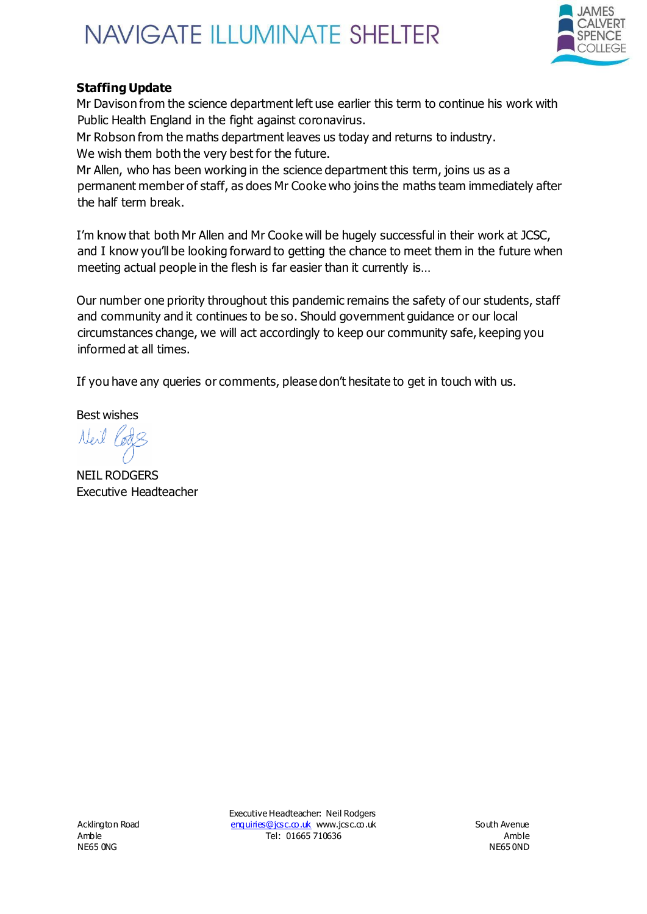**Staffing Update**

Mr Davison from the science department left use earlier this term to continue his work with Public Health England in the fight against coronavirus.
Mr Robson from the maths department leaves us today and returns to industry.
We wish them both the very best for the future.
Mr Allen, who has been working in the science department this term, joins us as a permanent member of staff, as does Mr Cooke who joins the maths team immediately after the half term break.

I'm know that both Mr Allen and Mr Cooke will be hugely successful in their work at JCSC, and I know you'll be looking forward to getting the chance to meet them in the future when meeting actual people in the flesh is far easier than it currently is…

Our number one priority throughout this pandemic remains the safety of our students, staff and community and it continues to be so. Should government guidance or our local circumstances change, we will act accordingly to keep our community safe, keeping you informed at all times.

If you have any queries or comments, please don't hesitate to get in touch with us.

Best wishes

NEIL RODGERS
Executive Headteacher